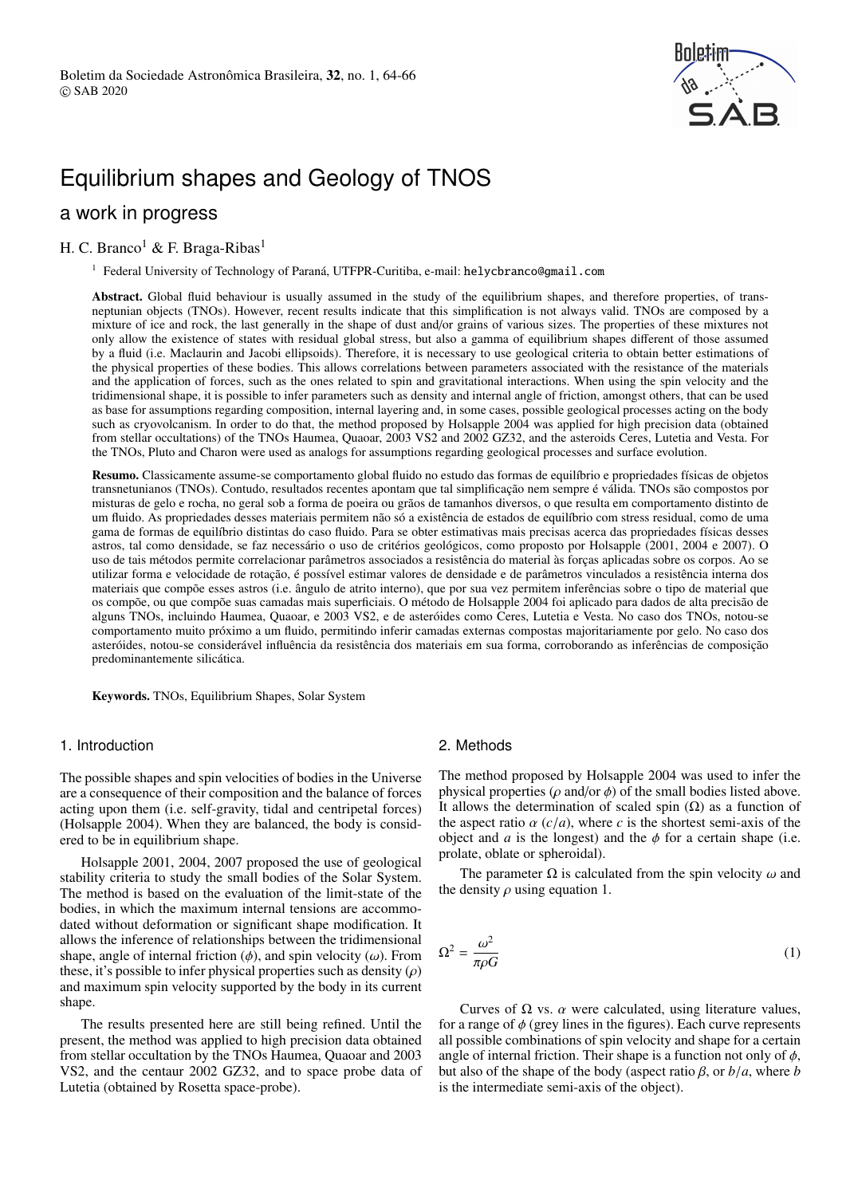# Equilibrium shapes and Geology of TNOS

## a work in progress

H. C. Branco[1] & F. Braga-Ribas[1]

[1] Federal University of Technology of Paraná, UTFPR-Curitiba, e-mail: helycbranco@gmail.com

**Abstract.** Global fluid behaviour is usually assumed in the study of the equilibrium shapes, and therefore properties, of trans-neptunian objects (TNOs). However, recent results indicate that this simplification is not always valid. TNOs are composed by a mixture of ice and rock, the last generally in the shape of dust and/or grains of various sizes. The properties of these mixtures not only allow the existence of states with residual global stress, but also a gamma of equilibrium shapes different of those assumed by a fluid (i.e. Maclaurin and Jacobi ellipsoids). Therefore, it is necessary to use geological criteria to obtain better estimations of the physical properties of these bodies. This allows correlations between parameters associated with the resistance of the materials and the application of forces, such as the ones related to spin and gravitational interactions. When using the spin velocity and the tridimensional shape, it is possible to infer parameters such as density and internal angle of friction, amongst others, that can be used as base for assumptions regarding composition, internal layering and, in some cases, possible geological processes acting on the body such as cryovolcanism. In order to do that, the method proposed by Holsapple 2004 was applied for high precision data (obtained from stellar occultations) of the TNOs Haumea, Quaoar, 2003 VS2 and 2002 GZ32, and the asteroids Ceres, Lutetia and Vesta. For the TNOs, Pluto and Charon were used as analogs for assumptions regarding geological processes and surface evolution.

**Resumo.** Classicamente assume-se comportamento global fluido no estudo das formas de equilíbrio e propriedades físicas de objetos transnetunianos (TNOs). Contudo, resultados recentes apontam que tal simplificação nem sempre é válida. TNOs são compostos por misturas de gelo e rocha, no geral sob a forma de poeira ou grãos de tamanhos diversos, o que resulta em comportamento distinto de um fluido. As propriedades desses materiais permitem não só a existência de estados de equilíbrio com stress residual, como de uma gama de formas de equilíbrio distintas do caso fluido. Para se obter estimativas mais precisas acerca das propriedades físicas desses astros, tal como densidade, se faz necessário o uso de critérios geológicos, como proposto por Holsapple (2001, 2004 e 2007). O uso de tais métodos permite correlacionar parâmetros associados a resistência do material às forças aplicadas sobre os corpos. Ao se utilizar forma e velocidade de rotação, é possível estimar valores de densidade e de parâmetros vinculados a resistência interna dos materiais que compõe esses astros (i.e. ângulo de atrito interno), que por sua vez permitem inferências sobre o tipo de material que os compõe, ou que compõe suas camadas mais superficiais. O método de Holsapple 2004 foi aplicado para dados de alta precisão de alguns TNOs, incluindo Haumea, Quaoar, e 2003 VS2, e de asteróides como Ceres, Lutetia e Vesta. No caso dos TNOs, notou-se comportamento muito próximo a um fluido, permitindo inferir camadas externas compostas majoritariamente por gelo. No caso dos asteróides, notou-se considerável influência da resistência dos materiais em sua forma, corroborando as inferências de composição predominantemente silicática.

**Keywords.** TNOs, Equilibrium Shapes, Solar System

## 1. Introduction

The possible shapes and spin velocities of bodies in the Universe are a consequence of their composition and the balance of forces acting upon them (i.e. self-gravity, tidal and centripetal forces) (Holsapple 2004). When they are balanced, the body is considered to be in equilibrium shape.

Holsapple 2001, 2004, 2007 proposed the use of geological stability criteria to study the small bodies of the Solar System. The method is based on the evaluation of the limit-state of the bodies, in which the maximum internal tensions are accommodated without deformation or significant shape modification. It allows the inference of relationships between the tridimensional shape, angle of internal friction ($\phi$), and spin velocity ($\omega$). From these, it's possible to infer physical properties such as density ($\rho$) and maximum spin velocity supported by the body in its current shape.

The results presented here are still being refined. Until the present, the method was applied to high precision data obtained from stellar occultation by the TNOs Haumea, Quaoar and 2003 VS2, and the centaur 2002 GZ32, and to space probe data of Lutetia (obtained by Rosetta space-probe).

## 2. Methods

The method proposed by Holsapple 2004 was used to infer the physical properties ($\rho$ and/or $\phi$) of the small bodies listed above. It allows the determination of scaled spin ($\Omega$) as a function of the aspect ratio $\alpha$ ($c/a$), where $c$ is the shortest semi-axis of the object and $a$ is the longest) and the $\phi$ for a certain shape (i.e. prolate, oblate or spheroidal).

The parameter $\Omega$ is calculated from the spin velocity $\omega$ and the density $\rho$ using equation 1.

$$\Omega^2 = \frac{\omega^2}{\pi \rho G} \quad (1)$$

Curves of $\Omega$ vs. $\alpha$ were calculated, using literature values, for a range of $\phi$ (grey lines in the figures). Each curve represents all possible combinations of spin velocity and shape for a certain angle of internal friction. Their shape is a function not only of $\phi$, but also of the shape of the body (aspect ratio $\beta$, or $b/a$, where $b$ is the intermediate semi-axis of the object).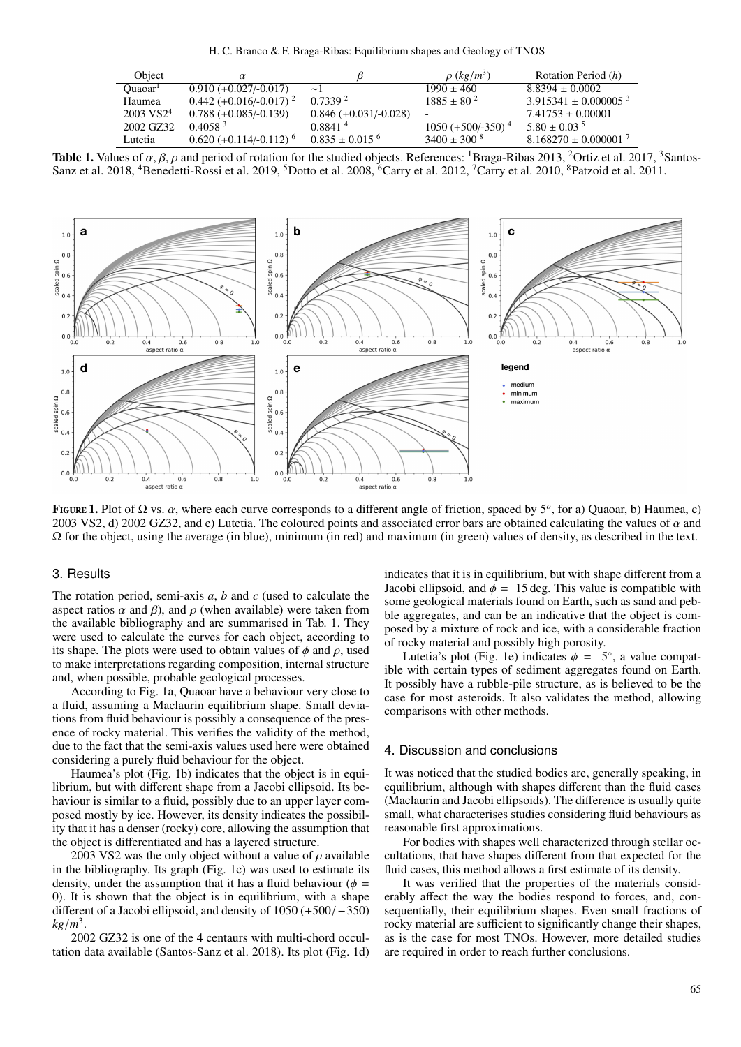| Object | $\alpha$ | $\beta$ | $\rho$ $(kg/m^3)$ | Rotation Period $(h)$ |
|---|---|---|---|---|
| Quaoar[1] | 0.910 (+0.027/-0.017) | ~1 | 1990 ± 460 | 8.8394 ± 0.0002 |
| Haumea | 0.442 (+0.016/-0.017) [2] | 0.7339 [2] | 1885 ± 80 [2] | 3.915341 ± 0.000005 [3] |
| 2003 VS2[4] | 0.788 (+0.085/-0.139) | 0.846 (+0.031/-0.028) | - | 7.41753 ± 0.00001 |
| 2002 GZ32 | 0.4058 [3] | 0.8841 [4] | 1050 (+500/-350) [4] | 5.80 ± 0.03 [5] |
| Lutetia | 0.620 (+0.114/-0.112) [6] | 0.835 ± 0.015 [6] | 3400 ± 300 [8] | 8.168270 ± 0.000001 [7] |

**Table 1.** Values of $\alpha, \beta, \rho$ and period of rotation for the studied objects. References: [1]Braga-Ribas 2013, [2]Ortiz et al. 2017, [3]Santos-Sanz et al. 2018, [4]Benedetti-Rossi et al. 2019, [5]Dotto et al. 2008, [6]Carry et al. 2012, [7]Carry et al. 2010, [8]Patzoid et al. 2011.

a
b
c
d
e
scaled spin Ω
aspect ratio α
φ = 0
legend
medium
minimum
maximum

**Figure 1.** Plot of $\Omega$ vs. $\alpha$, where each curve corresponds to a different angle of friction, spaced by $5^o$, for a) Quaoar, b) Haumea, c) 2003 VS2, d) 2002 GZ32, and e) Lutetia. The coloured points and associated error bars are obtained calculating the values of $\alpha$ and $\Omega$ for the object, using the average (in blue), minimum (in red) and maximum (in green) values of density, as described in the text.

## 3. Results

The rotation period, semi-axis $a$, $b$ and $c$ (used to calculate the aspect ratios $\alpha$ and $\beta$), and $\rho$ (when available) were taken from the available bibliography and are summarised in Tab. 1. They were used to calculate the curves for each object, according to its shape. The plots were used to obtain values of $\phi$ and $\rho$, used to make interpretations regarding composition, internal structure and, when possible, probable geological processes.

According to Fig. 1a, Quaoar have a behaviour very close to a fluid, assuming a Maclaurin equilibrium shape. Small deviations from fluid behaviour is possibly a consequence of the presence of rocky material. This verifies the validity of the method, due to the fact that the semi-axis values used here were obtained considering a purely fluid behaviour for the object.

Haumea's plot (Fig. 1b) indicates that the object is in equilibrium, but with different shape from a Jacobi ellipsoid. Its behaviour is similar to a fluid, possibly due to an upper layer composed mostly by ice. However, its density indicates the possibility that it has a denser (rocky) core, allowing the assumption that the object is differentiated and has a layered structure.

2003 VS2 was the only object without a value of $\rho$ available in the bibliography. Its graph (Fig. 1c) was used to estimate its density, under the assumption that it has a fluid behaviour ($\phi$ = 0). It is shown that the object is in equilibrium, with a shape different of a Jacobi ellipsoid, and density of 1050 $(+500/-350)$ $kg/m^3$.

2002 GZ32 is one of the 4 centaurs with multi-chord occultation data available (Santos-Sanz et al. 2018). Its plot (Fig. 1d) indicates that it is in equilibrium, but with shape different from a Jacobi ellipsoid, and $\phi$ = 15 deg. This value is compatible with some geological materials found on Earth, such as sand and pebble aggregates, and can be an indicative that the object is composed by a mixture of rock and ice, with a considerable fraction of rocky material and possibly high porosity.

Lutetia's plot (Fig. 1e) indicates $\phi$ = $5^{\circ}$, a value compatible with certain types of sediment aggregates found on Earth. It possibly have a rubble-pile structure, as is believed to be the case for most asteroids. It also validates the method, allowing comparisons with other methods.

## 4. Discussion and conclusions

It was noticed that the studied bodies are, generally speaking, in equilibrium, although with shapes different than the fluid cases (Maclaurin and Jacobi ellipsoids). The difference is usually quite small, what characterises studies considering fluid behaviours as reasonable first approximations.

For bodies with shapes well characterized through stellar occultations, that have shapes different from that expected for the fluid cases, this method allows a first estimate of its density.

It was verified that the properties of the materials considerably affect the way the bodies respond to forces, and, consequentially, their equilibrium shapes. Even small fractions of rocky material are sufficient to significantly change their shapes, as is the case for most TNOs. However, more detailed studies are required in order to reach further conclusions.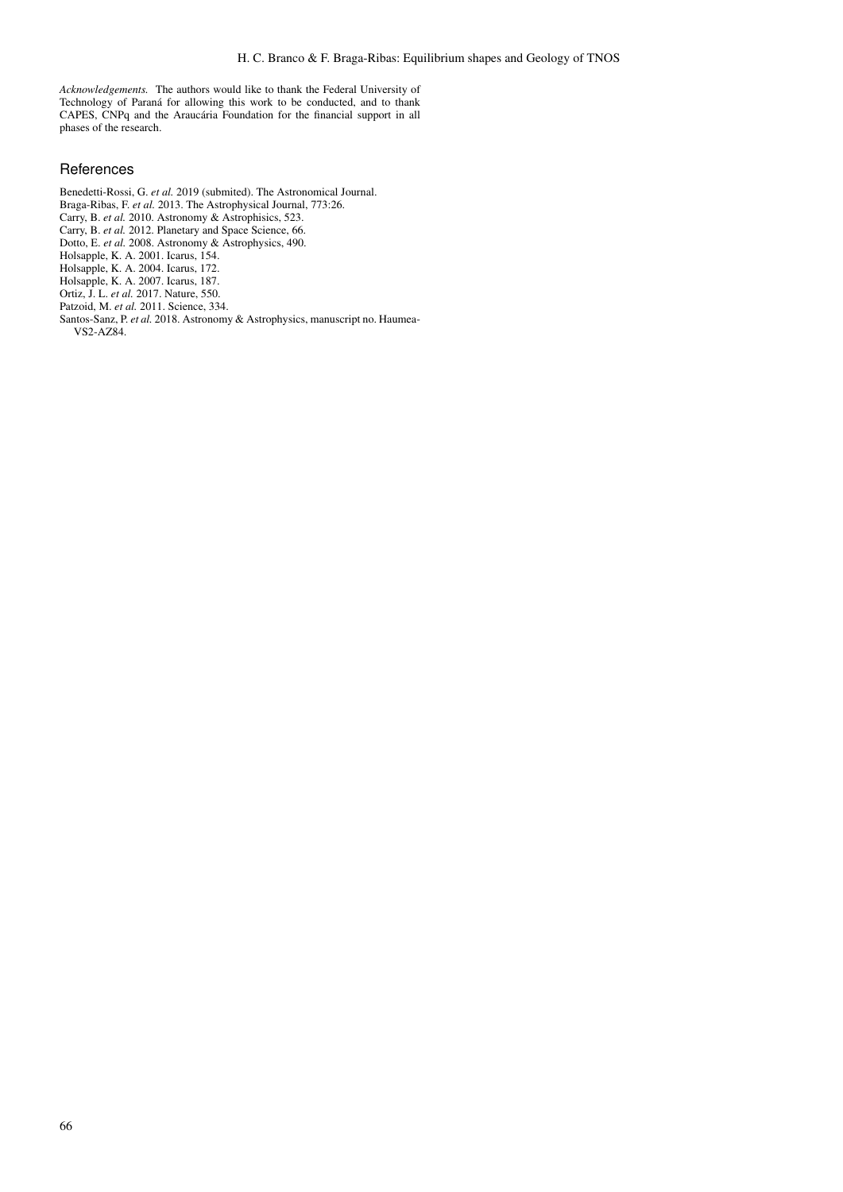*Acknowledgements.* The authors would like to thank the Federal University of Technology of Paraná for allowing this work to be conducted, and to thank CAPES, CNPq and the Araucária Foundation for the financial support in all phases of the research.

## References

Benedetti-Rossi, G. *et al.* 2019 (submited). The Astronomical Journal.
Braga-Ribas, F. *et al.* 2013. The Astrophysical Journal, 773:26.
Carry, B. *et al.* 2010. Astronomy & Astrophisics, 523.
Carry, B. *et al.* 2012. Planetary and Space Science, 66.
Dotto, E. *et al.* 2008. Astronomy & Astrophysics, 490.
Holsapple, K. A. 2001. Icarus, 154.
Holsapple, K. A. 2004. Icarus, 172.
Holsapple, K. A. 2007. Icarus, 187.
Ortiz, J. L. *et al.* 2017. Nature, 550.
Patzoid, M. *et al.* 2011. Science, 334.
Santos-Sanz, P. *et al.* 2018. Astronomy & Astrophysics, manuscript no. Haumea-VS2-AZ84.